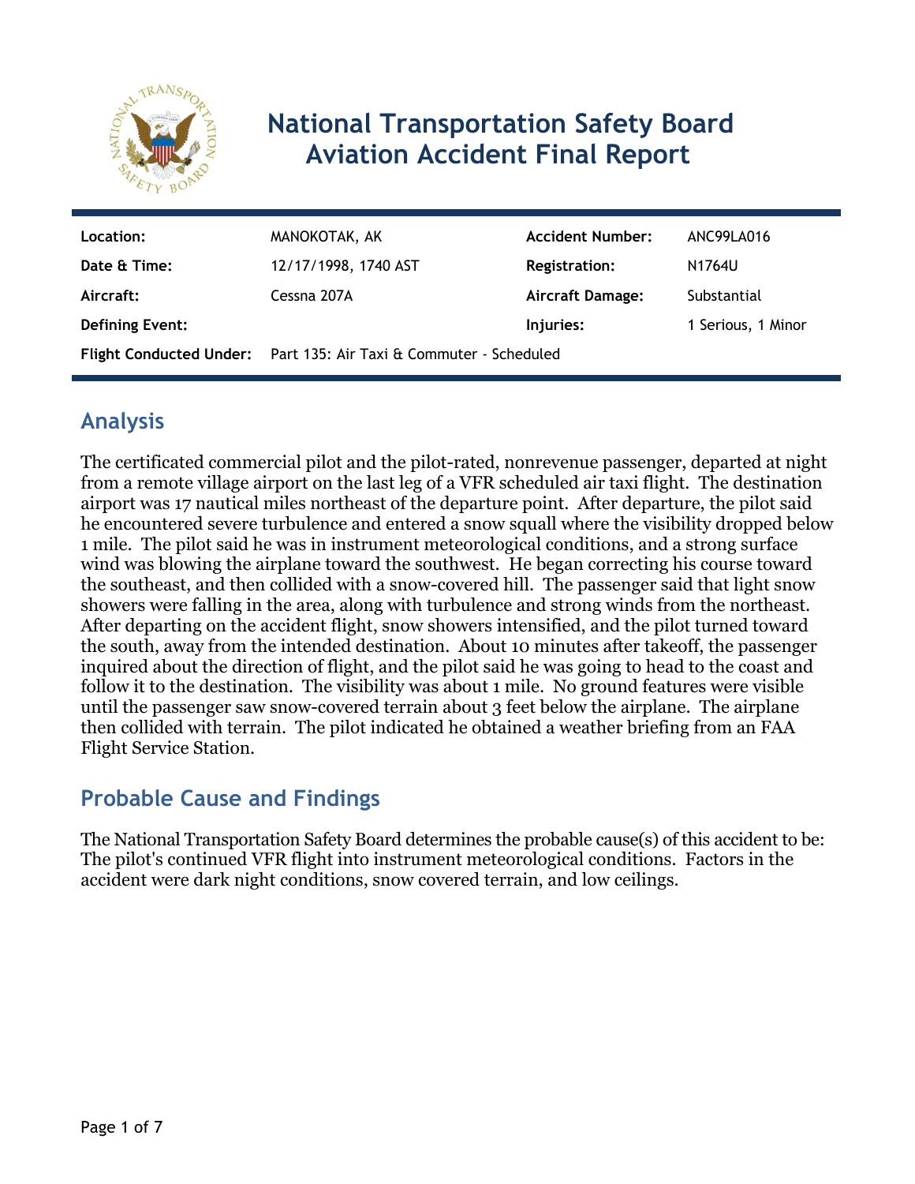# National Transportation Safety Board Aviation Accident Final Report

| | | | |
|---|---|---|---|
| **Location:** | MANOKOTAK, AK | **Accident Number:** | ANC99LA016 |
| **Date & Time:** | 12/17/1998, 1740 AST | **Registration:** | N1764U |
| **Aircraft:** | Cessna 207A | **Aircraft Damage:** | Substantial |
| **Defining Event:** | | **Injuries:** | 1 Serious, 1 Minor |
| **Flight Conducted Under:** | Part 135: Air Taxi & Commuter - Scheduled | | |

## Analysis

The certificated commercial pilot and the pilot-rated, nonrevenue passenger, departed at night from a remote village airport on the last leg of a VFR scheduled air taxi flight. The destination airport was 17 nautical miles northeast of the departure point. After departure, the pilot said he encountered severe turbulence and entered a snow squall where the visibility dropped below 1 mile. The pilot said he was in instrument meteorological conditions, and a strong surface wind was blowing the airplane toward the southwest. He began correcting his course toward the southeast, and then collided with a snow-covered hill. The passenger said that light snow showers were falling in the area, along with turbulence and strong winds from the northeast. After departing on the accident flight, snow showers intensified, and the pilot turned toward the south, away from the intended destination. About 10 minutes after takeoff, the passenger inquired about the direction of flight, and the pilot said he was going to head to the coast and follow it to the destination. The visibility was about 1 mile. No ground features were visible until the passenger saw snow-covered terrain about 3 feet below the airplane. The airplane then collided with terrain. The pilot indicated he obtained a weather briefing from an FAA Flight Service Station.

## Probable Cause and Findings

The National Transportation Safety Board determines the probable cause(s) of this accident to be:
The pilot's continued VFR flight into instrument meteorological conditions. Factors in the accident were dark night conditions, snow covered terrain, and low ceilings.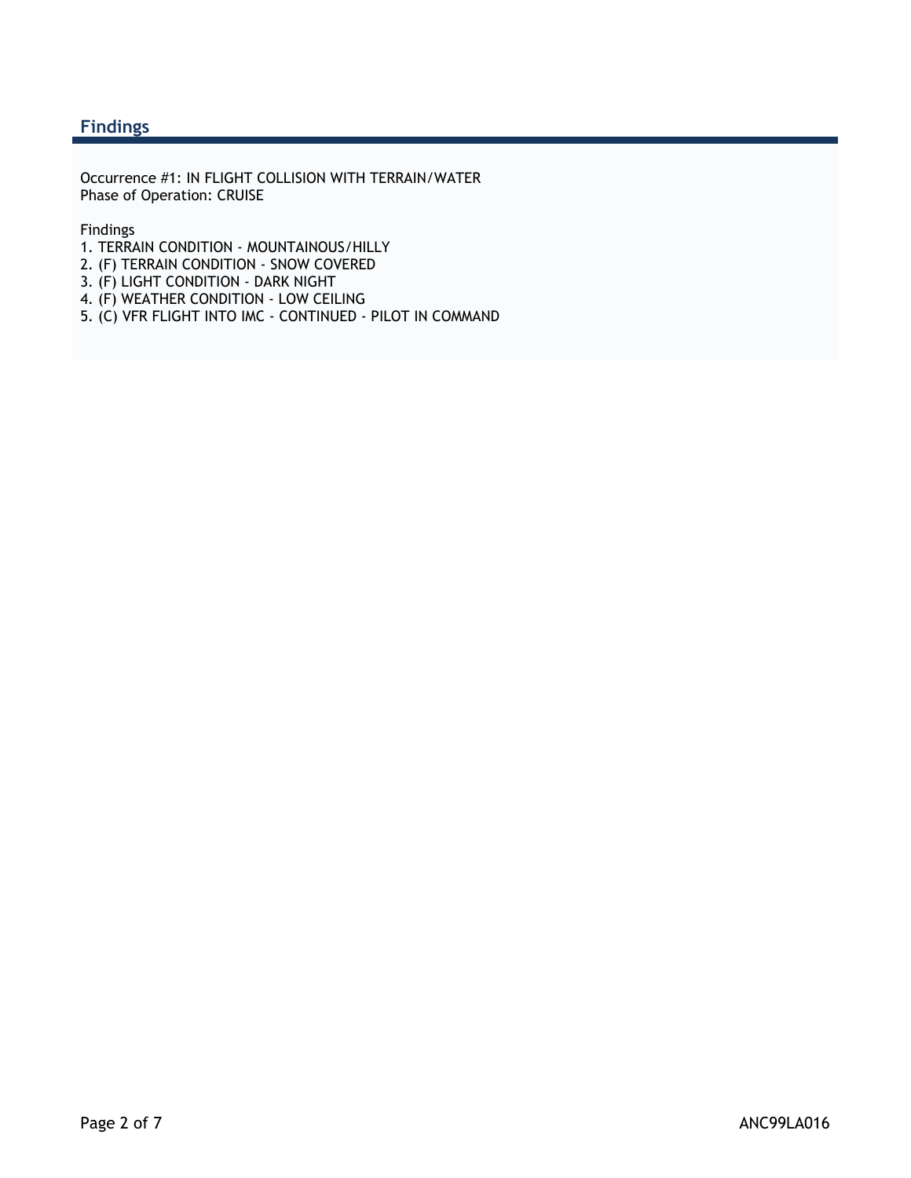## Findings

Occurrence #1: IN FLIGHT COLLISION WITH TERRAIN/WATER
Phase of Operation: CRUISE

Findings
1. TERRAIN CONDITION - MOUNTAINOUS/HILLY
2. (F) TERRAIN CONDITION - SNOW COVERED
3. (F) LIGHT CONDITION - DARK NIGHT
4. (F) WEATHER CONDITION - LOW CEILING
5. (C) VFR FLIGHT INTO IMC - CONTINUED - PILOT IN COMMAND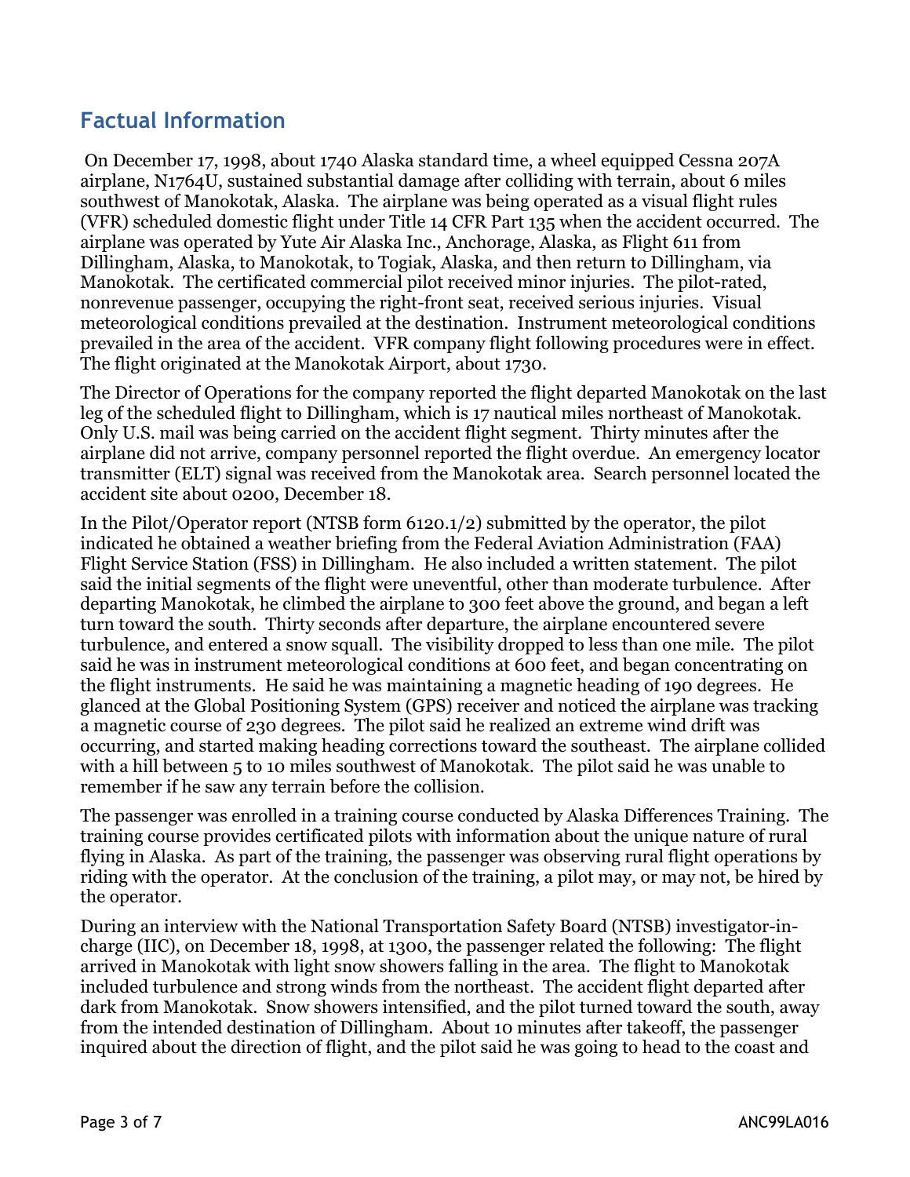## Factual Information

On December 17, 1998, about 1740 Alaska standard time, a wheel equipped Cessna 207A airplane, N1764U, sustained substantial damage after colliding with terrain, about 6 miles southwest of Manokotak, Alaska. The airplane was being operated as a visual flight rules (VFR) scheduled domestic flight under Title 14 CFR Part 135 when the accident occurred. The airplane was operated by Yute Air Alaska Inc., Anchorage, Alaska, as Flight 611 from Dillingham, Alaska, to Manokotak, to Togiak, Alaska, and then return to Dillingham, via Manokotak. The certificated commercial pilot received minor injuries. The pilot-rated, nonrevenue passenger, occupying the right-front seat, received serious injuries. Visual meteorological conditions prevailed at the destination. Instrument meteorological conditions prevailed in the area of the accident. VFR company flight following procedures were in effect. The flight originated at the Manokotak Airport, about 1730.

The Director of Operations for the company reported the flight departed Manokotak on the last leg of the scheduled flight to Dillingham, which is 17 nautical miles northeast of Manokotak. Only U.S. mail was being carried on the accident flight segment. Thirty minutes after the airplane did not arrive, company personnel reported the flight overdue. An emergency locator transmitter (ELT) signal was received from the Manokotak area. Search personnel located the accident site about 0200, December 18.

In the Pilot/Operator report (NTSB form 6120.1/2) submitted by the operator, the pilot indicated he obtained a weather briefing from the Federal Aviation Administration (FAA) Flight Service Station (FSS) in Dillingham. He also included a written statement. The pilot said the initial segments of the flight were uneventful, other than moderate turbulence. After departing Manokotak, he climbed the airplane to 300 feet above the ground, and began a left turn toward the south. Thirty seconds after departure, the airplane encountered severe turbulence, and entered a snow squall. The visibility dropped to less than one mile. The pilot said he was in instrument meteorological conditions at 600 feet, and began concentrating on the flight instruments. He said he was maintaining a magnetic heading of 190 degrees. He glanced at the Global Positioning System (GPS) receiver and noticed the airplane was tracking a magnetic course of 230 degrees. The pilot said he realized an extreme wind drift was occurring, and started making heading corrections toward the southeast. The airplane collided with a hill between 5 to 10 miles southwest of Manokotak. The pilot said he was unable to remember if he saw any terrain before the collision.

The passenger was enrolled in a training course conducted by Alaska Differences Training. The training course provides certificated pilots with information about the unique nature of rural flying in Alaska. As part of the training, the passenger was observing rural flight operations by riding with the operator. At the conclusion of the training, a pilot may, or may not, be hired by the operator.

During an interview with the National Transportation Safety Board (NTSB) investigator-in-charge (IIC), on December 18, 1998, at 1300, the passenger related the following: The flight arrived in Manokotak with light snow showers falling in the area. The flight to Manokotak included turbulence and strong winds from the northeast. The accident flight departed after dark from Manokotak. Snow showers intensified, and the pilot turned toward the south, away from the intended destination of Dillingham. About 10 minutes after takeoff, the passenger inquired about the direction of flight, and the pilot said he was going to head to the coast and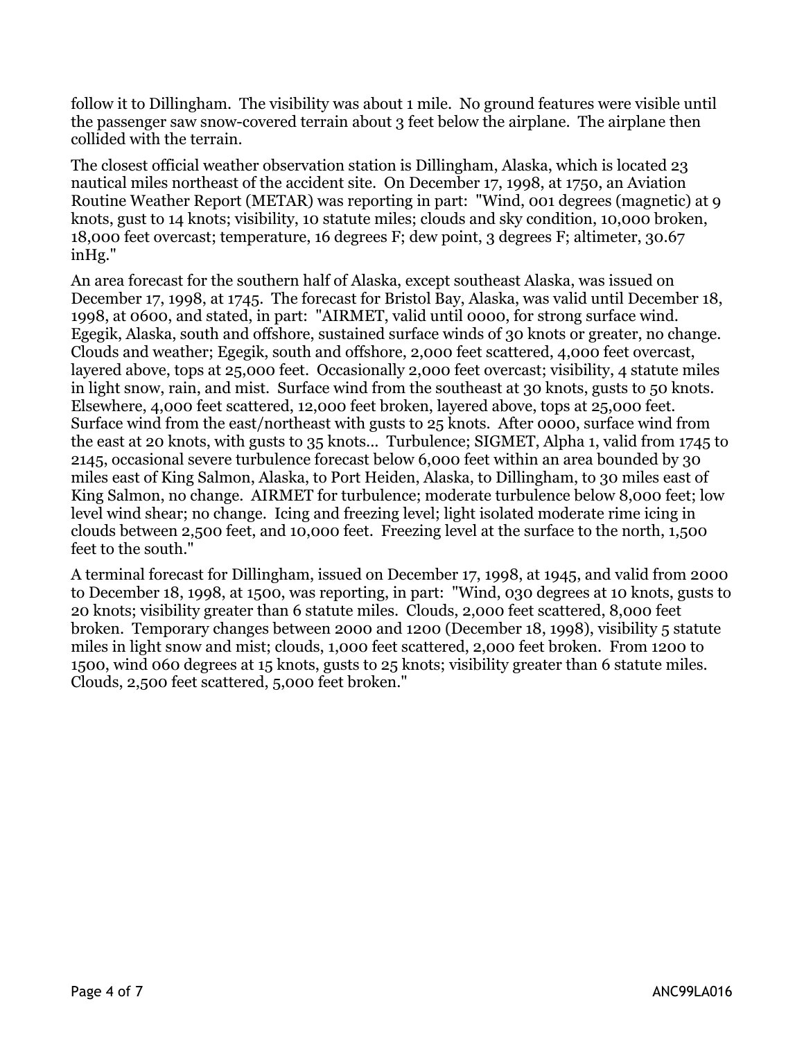follow it to Dillingham. The visibility was about 1 mile. No ground features were visible until the passenger saw snow-covered terrain about 3 feet below the airplane. The airplane then collided with the terrain.

The closest official weather observation station is Dillingham, Alaska, which is located 23 nautical miles northeast of the accident site. On December 17, 1998, at 1750, an Aviation Routine Weather Report (METAR) was reporting in part: "Wind, 001 degrees (magnetic) at 9 knots, gust to 14 knots; visibility, 10 statute miles; clouds and sky condition, 10,000 broken, 18,000 feet overcast; temperature, 16 degrees F; dew point, 3 degrees F; altimeter, 30.67 inHg."

An area forecast for the southern half of Alaska, except southeast Alaska, was issued on December 17, 1998, at 1745. The forecast for Bristol Bay, Alaska, was valid until December 18, 1998, at 0600, and stated, in part: "AIRMET, valid until 0000, for strong surface wind. Egegik, Alaska, south and offshore, sustained surface winds of 30 knots or greater, no change. Clouds and weather; Egegik, south and offshore, 2,000 feet scattered, 4,000 feet overcast, layered above, tops at 25,000 feet. Occasionally 2,000 feet overcast; visibility, 4 statute miles in light snow, rain, and mist. Surface wind from the southeast at 30 knots, gusts to 50 knots. Elsewhere, 4,000 feet scattered, 12,000 feet broken, layered above, tops at 25,000 feet. Surface wind from the east/northeast with gusts to 25 knots. After 0000, surface wind from the east at 20 knots, with gusts to 35 knots... Turbulence; SIGMET, Alpha 1, valid from 1745 to 2145, occasional severe turbulence forecast below 6,000 feet within an area bounded by 30 miles east of King Salmon, Alaska, to Port Heiden, Alaska, to Dillingham, to 30 miles east of King Salmon, no change. AIRMET for turbulence; moderate turbulence below 8,000 feet; low level wind shear; no change. Icing and freezing level; light isolated moderate rime icing in clouds between 2,500 feet, and 10,000 feet. Freezing level at the surface to the north, 1,500 feet to the south."

A terminal forecast for Dillingham, issued on December 17, 1998, at 1945, and valid from 2000 to December 18, 1998, at 1500, was reporting, in part: "Wind, 030 degrees at 10 knots, gusts to 20 knots; visibility greater than 6 statute miles. Clouds, 2,000 feet scattered, 8,000 feet broken. Temporary changes between 2000 and 1200 (December 18, 1998), visibility 5 statute miles in light snow and mist; clouds, 1,000 feet scattered, 2,000 feet broken. From 1200 to 1500, wind 060 degrees at 15 knots, gusts to 25 knots; visibility greater than 6 statute miles. Clouds, 2,500 feet scattered, 5,000 feet broken."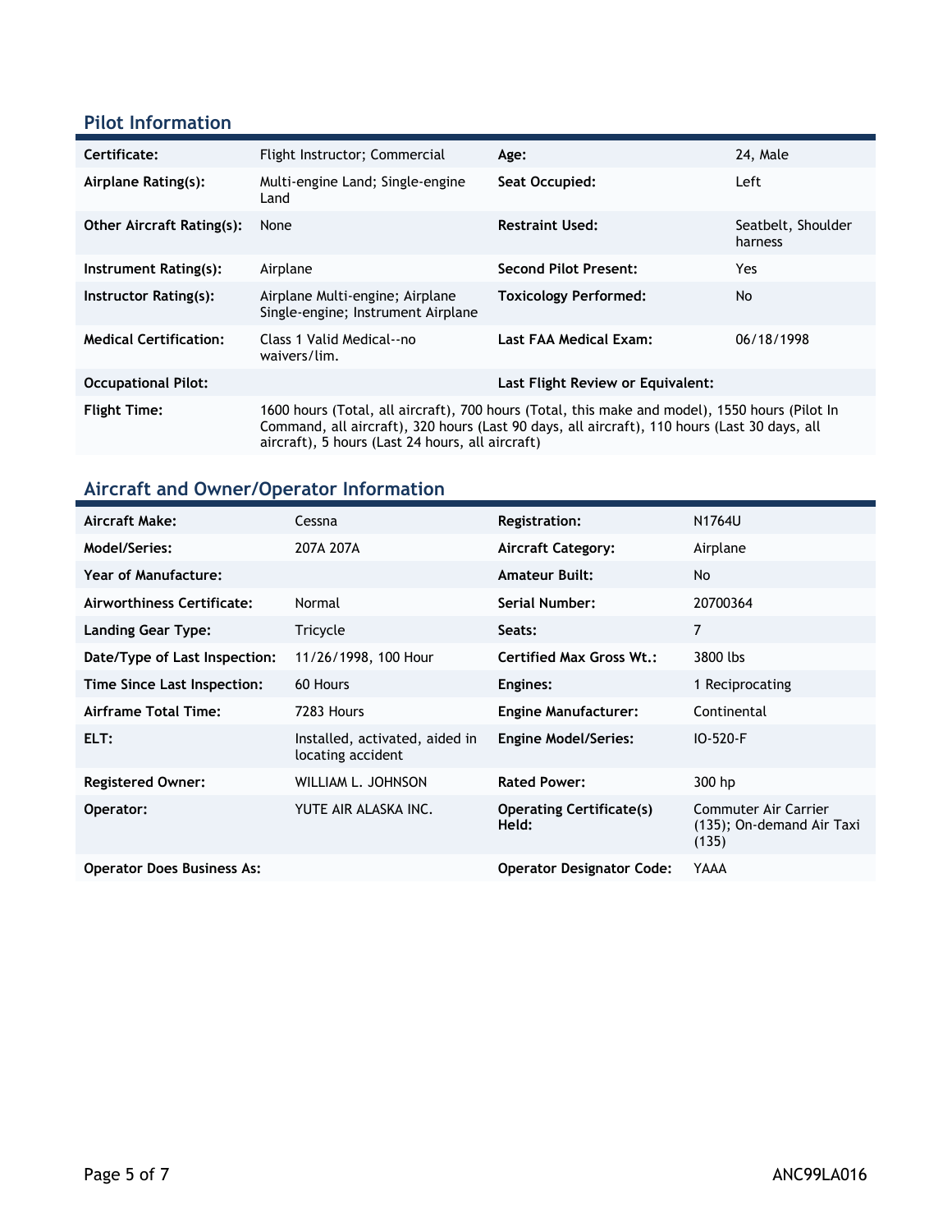## Pilot Information

| | | | |
|---|---|---|---|
| **Certificate:** | Flight Instructor; Commercial | **Age:** | 24, Male |
| **Airplane Rating(s):** | Multi-engine Land; Single-engine Land | **Seat Occupied:** | Left |
| **Other Aircraft Rating(s):** | None | **Restraint Used:** | Seatbelt, Shoulder harness |
| **Instrument Rating(s):** | Airplane | **Second Pilot Present:** | Yes |
| **Instructor Rating(s):** | Airplane Multi-engine; Airplane Single-engine; Instrument Airplane | **Toxicology Performed:** | No |
| **Medical Certification:** | Class 1 Valid Medical--no waivers/lim. | **Last FAA Medical Exam:** | 06/18/1998 |
| **Occupational Pilot:** | | **Last Flight Review or Equivalent:** | |
| **Flight Time:** | 1600 hours (Total, all aircraft), 700 hours (Total, this make and model), 1550 hours (Pilot In Command, all aircraft), 320 hours (Last 90 days, all aircraft), 110 hours (Last 30 days, all aircraft), 5 hours (Last 24 hours, all aircraft) | | |

## Aircraft and Owner/Operator Information

| | | | |
|---|---|---|---|
| **Aircraft Make:** | Cessna | **Registration:** | N1764U |
| **Model/Series:** | 207A 207A | **Aircraft Category:** | Airplane |
| **Year of Manufacture:** | | **Amateur Built:** | No |
| **Airworthiness Certificate:** | Normal | **Serial Number:** | 20700364 |
| **Landing Gear Type:** | Tricycle | **Seats:** | 7 |
| **Date/Type of Last Inspection:** | 11/26/1998, 100 Hour | **Certified Max Gross Wt.:** | 3800 lbs |
| **Time Since Last Inspection:** | 60 Hours | **Engines:** | 1 Reciprocating |
| **Airframe Total Time:** | 7283 Hours | **Engine Manufacturer:** | Continental |
| **ELT:** | Installed, activated, aided in locating accident | **Engine Model/Series:** | IO-520-F |
| **Registered Owner:** | WILLIAM L. JOHNSON | **Rated Power:** | 300 hp |
| **Operator:** | YUTE AIR ALASKA INC. | **Operating Certificate(s) Held:** | Commuter Air Carrier (135); On-demand Air Taxi (135) |
| **Operator Does Business As:** | | **Operator Designator Code:** | YAAA |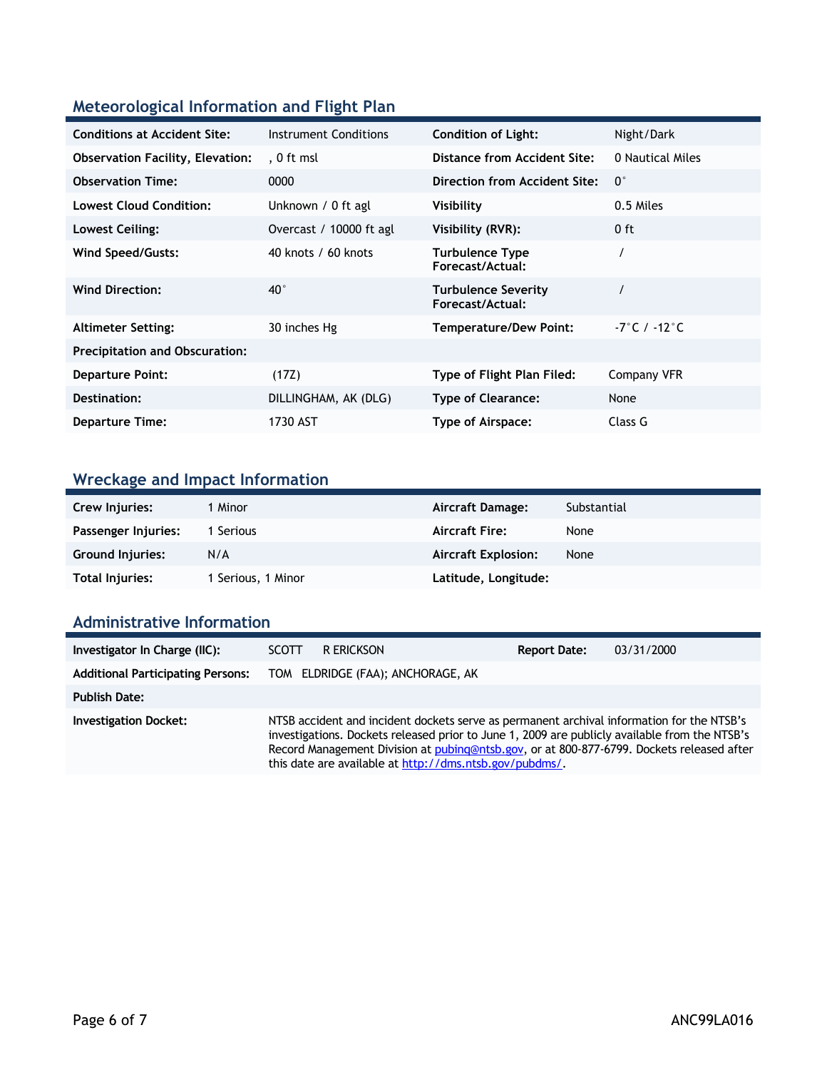## Meteorological Information and Flight Plan

| | | | |
|---|---|---|---|
| **Conditions at Accident Site:** | Instrument Conditions | **Condition of Light:** | Night/Dark |
| **Observation Facility, Elevation:** | , 0 ft msl | **Distance from Accident Site:** | 0 Nautical Miles |
| **Observation Time:** | 0000 | **Direction from Accident Site:** | 0° |
| **Lowest Cloud Condition:** | Unknown / 0 ft agl | **Visibility** | 0.5 Miles |
| **Lowest Ceiling:** | Overcast / 10000 ft agl | **Visibility (RVR):** | 0 ft |
| **Wind Speed/Gusts:** | 40 knots / 60 knots | **Turbulence Type Forecast/Actual:** | / |
| **Wind Direction:** | 40° | **Turbulence Severity Forecast/Actual:** | / |
| **Altimeter Setting:** | 30 inches Hg | **Temperature/Dew Point:** | -7°C / -12°C |
| **Precipitation and Obscuration:** | | | |
| **Departure Point:** | (17Z) | **Type of Flight Plan Filed:** | Company VFR |
| **Destination:** | DILLINGHAM, AK (DLG) | **Type of Clearance:** | None |
| **Departure Time:** | 1730 AST | **Type of Airspace:** | Class G |

## Wreckage and Impact Information

| | | | |
|---|---|---|---|
| **Crew Injuries:** | 1 Minor | **Aircraft Damage:** | Substantial |
| **Passenger Injuries:** | 1 Serious | **Aircraft Fire:** | None |
| **Ground Injuries:** | N/A | **Aircraft Explosion:** | None |
| **Total Injuries:** | 1 Serious, 1 Minor | **Latitude, Longitude:** | |

## Administrative Information

| | | | |
|---|---|---|---|
| **Investigator In Charge (IIC):** | SCOTT R ERICKSON | **Report Date:** | 03/31/2000 |
| **Additional Participating Persons:** | TOM ELDRIDGE (FAA); ANCHORAGE, AK | | |
| **Publish Date:** | | | |
| **Investigation Docket:** | NTSB accident and incident dockets serve as permanent archival information for the NTSB's investigations. Dockets released prior to June 1, 2009 are publicly available from the NTSB's Record Management Division at pubinq@ntsb.gov, or at 800-877-6799. Dockets released after this date are available at http://dms.ntsb.gov/pubdms/. | | |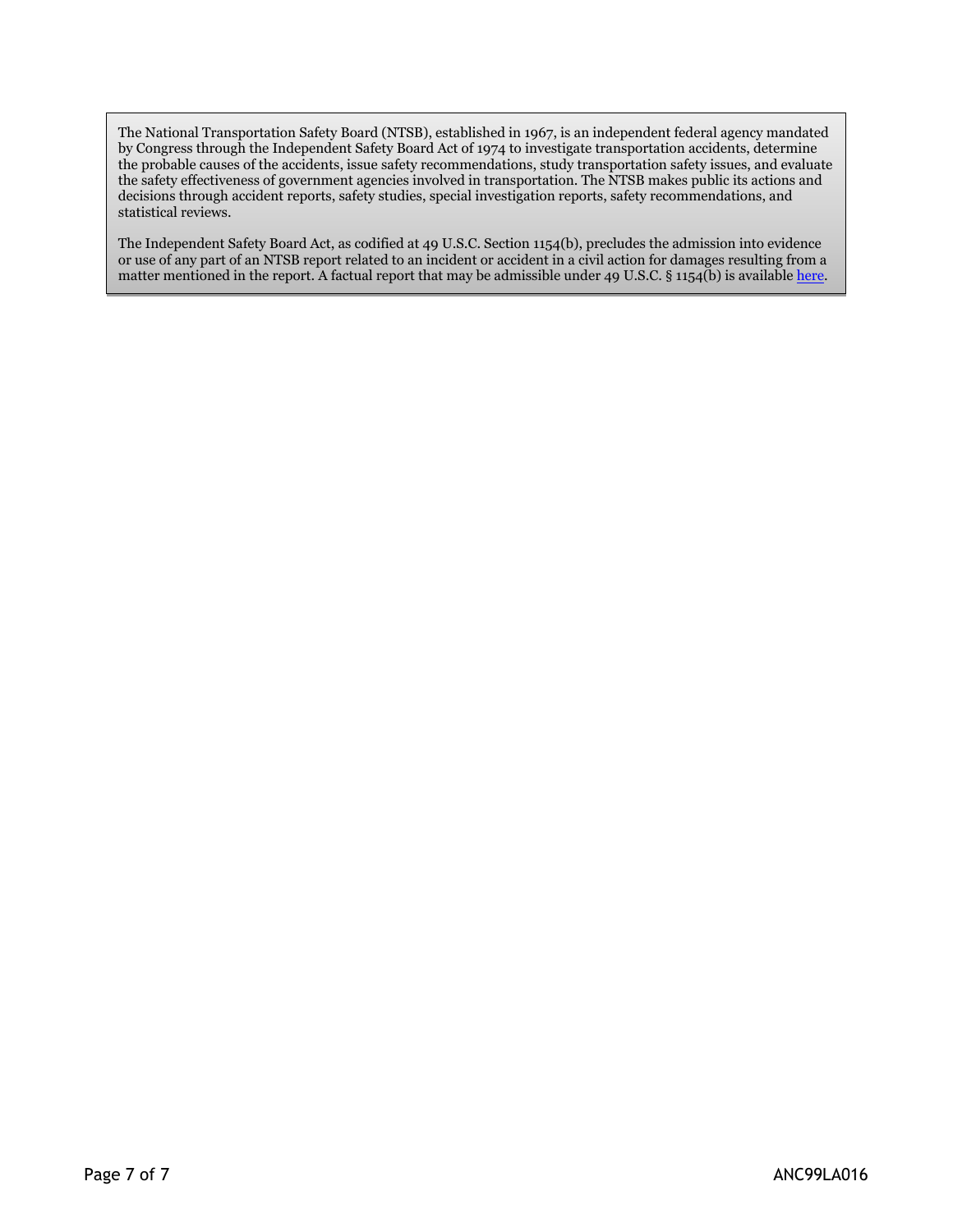The National Transportation Safety Board (NTSB), established in 1967, is an independent federal agency mandated by Congress through the Independent Safety Board Act of 1974 to investigate transportation accidents, determine the probable causes of the accidents, issue safety recommendations, study transportation safety issues, and evaluate the safety effectiveness of government agencies involved in transportation. The NTSB makes public its actions and decisions through accident reports, safety studies, special investigation reports, safety recommendations, and statistical reviews.

The Independent Safety Board Act, as codified at 49 U.S.C. Section 1154(b), precludes the admission into evidence or use of any part of an NTSB report related to an incident or accident in a civil action for damages resulting from a matter mentioned in the report. A factual report that may be admissible under 49 U.S.C. § 1154(b) is available here.